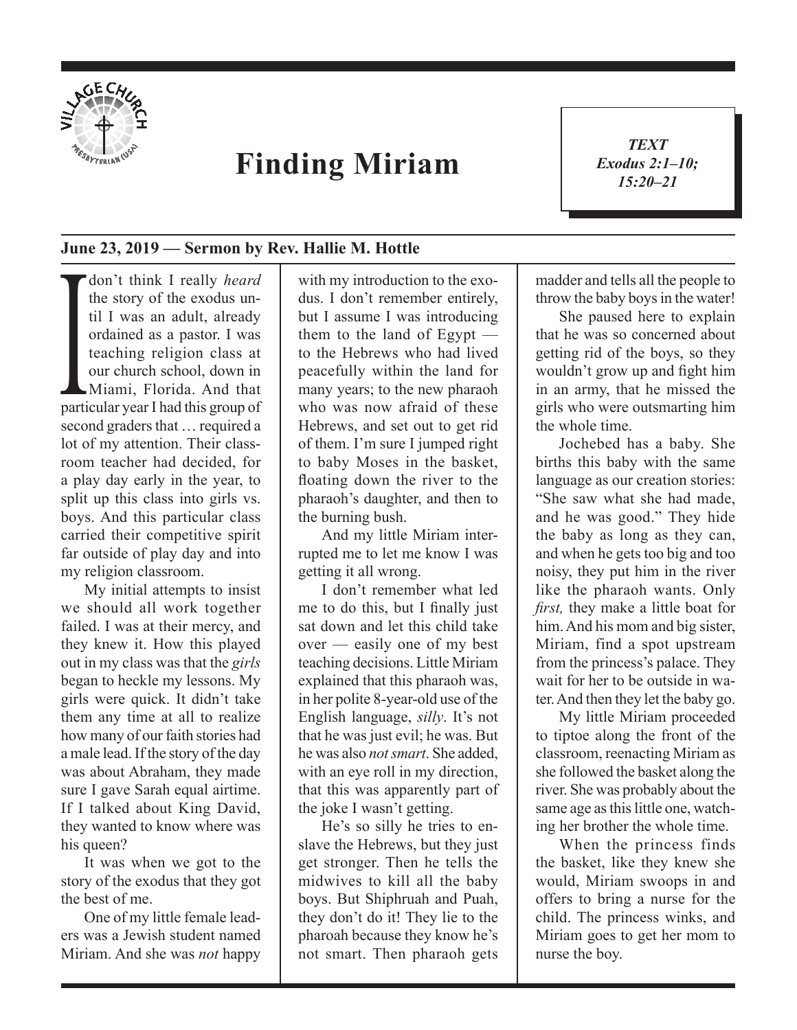# Finding Miriam

***TEXT***
***Exodus 2:1–10; 15:20–21***

**June 23, 2019 — Sermon by Rev. Hallie M. Hottle**

I don't think I really *heard* the story of the exodus until I was an adult, already ordained as a pastor. I was teaching religion class at our church school, down in Miami, Florida. And that particular year I had this group of second graders that … required a lot of my attention. Their classroom teacher had decided, for a play day early in the year, to split up this class into girls vs. boys. And this particular class carried their competitive spirit far outside of play day and into my religion classroom.

My initial attempts to insist we should all work together failed. I was at their mercy, and they knew it. How this played out in my class was that the *girls* began to heckle my lessons. My girls were quick. It didn't take them any time at all to realize how many of our faith stories had a male lead. If the story of the day was about Abraham, they made sure I gave Sarah equal airtime. If I talked about King David, they wanted to know where was his queen?

It was when we got to the story of the exodus that they got the best of me.

One of my little female leaders was a Jewish student named Miriam. And she was *not* happy with my introduction to the exodus. I don't remember entirely, but I assume I was introducing them to the land of Egypt — to the Hebrews who had lived peacefully within the land for many years; to the new pharaoh who was now afraid of these Hebrews, and set out to get rid of them. I'm sure I jumped right to baby Moses in the basket, floating down the river to the pharaoh's daughter, and then to the burning bush.

And my little Miriam interrupted me to let me know I was getting it all wrong.

I don't remember what led me to do this, but I finally just sat down and let this child take over — easily one of my best teaching decisions. Little Miriam explained that this pharaoh was, in her polite 8-year-old use of the English language, *silly*. It's not that he was just evil; he was. But he was also *not smart*. She added, with an eye roll in my direction, that this was apparently part of the joke I wasn't getting.

He's so silly he tries to enslave the Hebrews, but they just get stronger. Then he tells the midwives to kill all the baby boys. But Shiphruah and Puah, they don't do it! They lie to the pharoah because they know he's not smart. Then pharaoh gets madder and tells all the people to throw the baby boys in the water!

She paused here to explain that he was so concerned about getting rid of the boys, so they wouldn't grow up and fight him in an army, that he missed the girls who were outsmarting him the whole time.

Jochebed has a baby. She births this baby with the same language as our creation stories: "She saw what she had made, and he was good." They hide the baby as long as they can, and when he gets too big and too noisy, they put him in the river like the pharaoh wants. Only *first,* they make a little boat for him. And his mom and big sister, Miriam, find a spot upstream from the princess's palace. They wait for her to be outside in water. And then they let the baby go.

My little Miriam proceeded to tiptoe along the front of the classroom, reenacting Miriam as she followed the basket along the river. She was probably about the same age as this little one, watching her brother the whole time.

When the princess finds the basket, like they knew she would, Miriam swoops in and offers to bring a nurse for the child. The princess winks, and Miriam goes to get her mom to nurse the boy.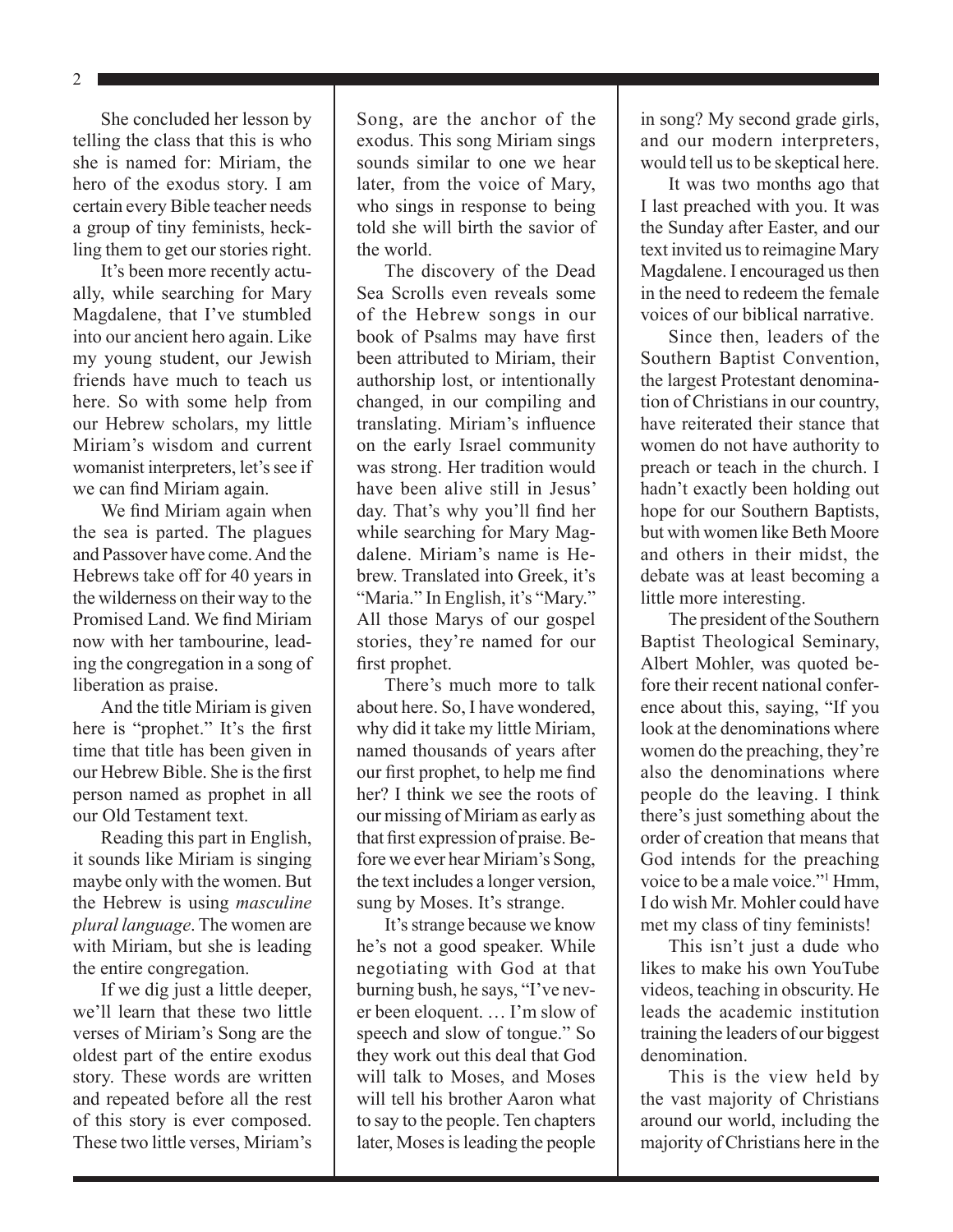She concluded her lesson by telling the class that this is who she is named for: Miriam, the hero of the exodus story. I am certain every Bible teacher needs a group of tiny feminists, heckling them to get our stories right.

It's been more recently actually, while searching for Mary Magdalene, that I've stumbled into our ancient hero again. Like my young student, our Jewish friends have much to teach us here. So with some help from our Hebrew scholars, my little Miriam's wisdom and current womanist interpreters, let's see if we can find Miriam again.

We find Miriam again when the sea is parted. The plagues and Passover have come. And the Hebrews take off for 40 years in the wilderness on their way to the Promised Land. We find Miriam now with her tambourine, leading the congregation in a song of liberation as praise.

And the title Miriam is given here is "prophet." It's the first time that title has been given in our Hebrew Bible. She is the first person named as prophet in all our Old Testament text.

Reading this part in English, it sounds like Miriam is singing maybe only with the women. But the Hebrew is using *masculine plural language*. The women are with Miriam, but she is leading the entire congregation.

If we dig just a little deeper, we'll learn that these two little verses of Miriam's Song are the oldest part of the entire exodus story. These words are written and repeated before all the rest of this story is ever composed. These two little verses, Miriam's Song, are the anchor of the exodus. This song Miriam sings sounds similar to one we hear later, from the voice of Mary, who sings in response to being told she will birth the savior of the world.

The discovery of the Dead Sea Scrolls even reveals some of the Hebrew songs in our book of Psalms may have first been attributed to Miriam, their authorship lost, or intentionally changed, in our compiling and translating. Miriam's influence on the early Israel community was strong. Her tradition would have been alive still in Jesus' day. That's why you'll find her while searching for Mary Magdalene. Miriam's name is Hebrew. Translated into Greek, it's "Maria." In English, it's "Mary." All those Marys of our gospel stories, they're named for our first prophet.

There's much more to talk about here. So, I have wondered, why did it take my little Miriam, named thousands of years after our first prophet, to help me find her? I think we see the roots of our missing of Miriam as early as that first expression of praise. Before we ever hear Miriam's Song, the text includes a longer version, sung by Moses. It's strange.

It's strange because we know he's not a good speaker. While negotiating with God at that burning bush, he says, "I've never been eloquent. … I'm slow of speech and slow of tongue." So they work out this deal that God will talk to Moses, and Moses will tell his brother Aaron what to say to the people. Ten chapters later, Moses is leading the people in song? My second grade girls, and our modern interpreters, would tell us to be skeptical here.

It was two months ago that I last preached with you. It was the Sunday after Easter, and our text invited us to reimagine Mary Magdalene. I encouraged us then in the need to redeem the female voices of our biblical narrative.

Since then, leaders of the Southern Baptist Convention, the largest Protestant denomination of Christians in our country, have reiterated their stance that women do not have authority to preach or teach in the church. I hadn't exactly been holding out hope for our Southern Baptists, but with women like Beth Moore and others in their midst, the debate was at least becoming a little more interesting.

The president of the Southern Baptist Theological Seminary, Albert Mohler, was quoted before their recent national conference about this, saying, "If you look at the denominations where women do the preaching, they're also the denominations where people do the leaving. I think there's just something about the order of creation that means that God intends for the preaching voice to be a male voice."[1] Hmm, I do wish Mr. Mohler could have met my class of tiny feminists!

This isn't just a dude who likes to make his own YouTube videos, teaching in obscurity. He leads the academic institution training the leaders of our biggest denomination.

This is the view held by the vast majority of Christians around our world, including the majority of Christians here in the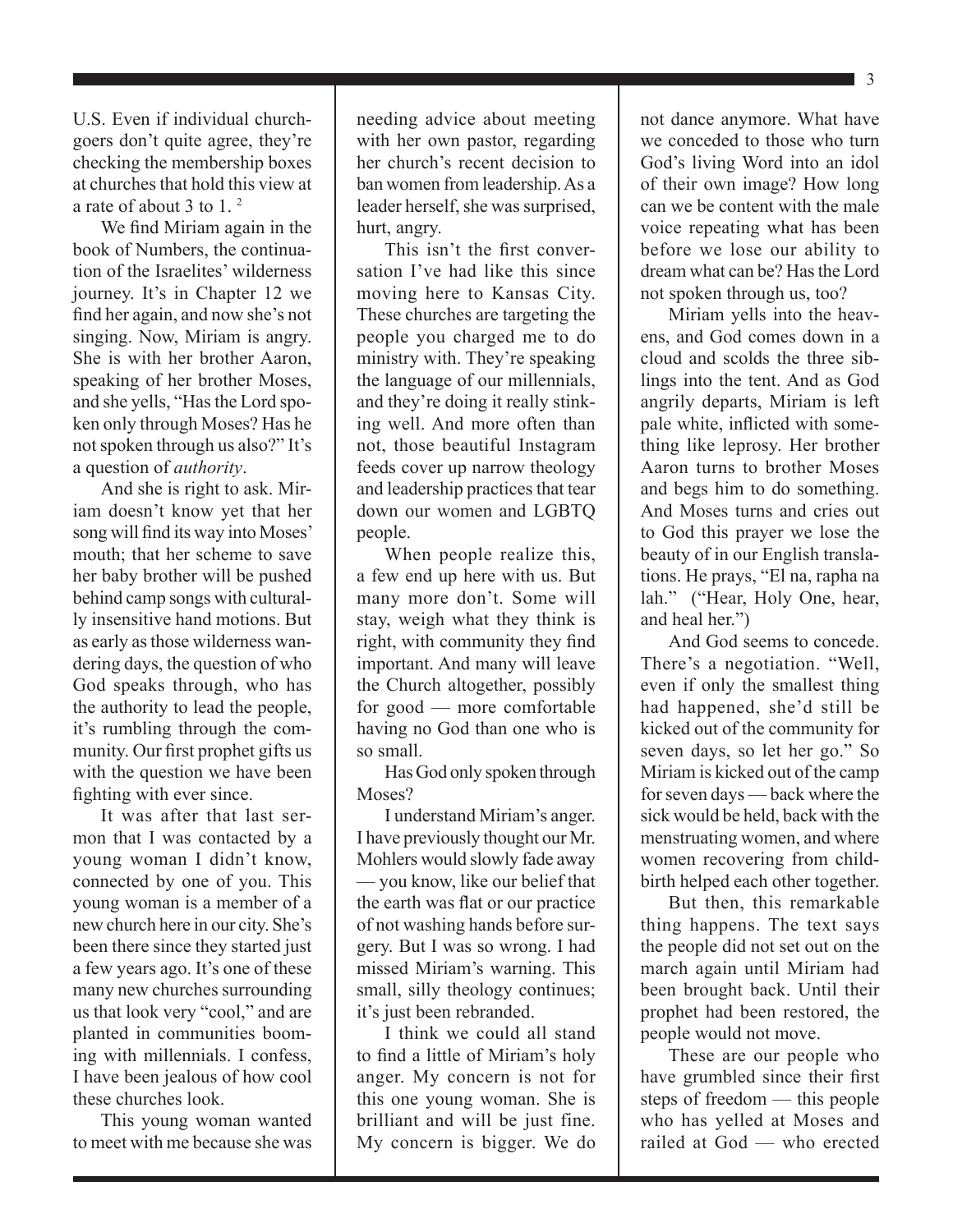U.S. Even if individual churchgoers don't quite agree, they're checking the membership boxes at churches that hold this view at a rate of about 3 to 1. [2]

We find Miriam again in the book of Numbers, the continuation of the Israelites' wilderness journey. It's in Chapter 12 we find her again, and now she's not singing. Now, Miriam is angry. She is with her brother Aaron, speaking of her brother Moses, and she yells, "Has the Lord spoken only through Moses? Has he not spoken through us also?" It's a question of *authority*.

And she is right to ask. Miriam doesn't know yet that her song will find its way into Moses' mouth; that her scheme to save her baby brother will be pushed behind camp songs with culturally insensitive hand motions. But as early as those wilderness wandering days, the question of who God speaks through, who has the authority to lead the people, it's rumbling through the community. Our first prophet gifts us with the question we have been fighting with ever since.

It was after that last sermon that I was contacted by a young woman I didn't know, connected by one of you. This young woman is a member of a new church here in our city. She's been there since they started just a few years ago. It's one of these many new churches surrounding us that look very "cool," and are planted in communities booming with millennials. I confess, I have been jealous of how cool these churches look.

This young woman wanted to meet with me because she was needing advice about meeting with her own pastor, regarding her church's recent decision to ban women from leadership. As a leader herself, she was surprised, hurt, angry.

This isn't the first conversation I've had like this since moving here to Kansas City. These churches are targeting the people you charged me to do ministry with. They're speaking the language of our millennials, and they're doing it really stinking well. And more often than not, those beautiful Instagram feeds cover up narrow theology and leadership practices that tear down our women and LGBTQ people.

When people realize this, a few end up here with us. But many more don't. Some will stay, weigh what they think is right, with community they find important. And many will leave the Church altogether, possibly for good — more comfortable having no God than one who is so small.

Has God only spoken through Moses?

I understand Miriam's anger. I have previously thought our Mr. Mohlers would slowly fade away — you know, like our belief that the earth was flat or our practice of not washing hands before surgery. But I was so wrong. I had missed Miriam's warning. This small, silly theology continues; it's just been rebranded.

I think we could all stand to find a little of Miriam's holy anger. My concern is not for this one young woman. She is brilliant and will be just fine. My concern is bigger. We do not dance anymore. What have we conceded to those who turn God's living Word into an idol of their own image? How long can we be content with the male voice repeating what has been before we lose our ability to dream what can be? Has the Lord not spoken through us, too?

Miriam yells into the heavens, and God comes down in a cloud and scolds the three siblings into the tent. And as God angrily departs, Miriam is left pale white, inflicted with something like leprosy. Her brother Aaron turns to brother Moses and begs him to do something. And Moses turns and cries out to God this prayer we lose the beauty of in our English translations. He prays, "El na, rapha na lah." ("Hear, Holy One, hear, and heal her.")

And God seems to concede. There's a negotiation. "Well, even if only the smallest thing had happened, she'd still be kicked out of the community for seven days, so let her go." So Miriam is kicked out of the camp for seven days — back where the sick would be held, back with the menstruating women, and where women recovering from childbirth helped each other together.

But then, this remarkable thing happens. The text says the people did not set out on the march again until Miriam had been brought back. Until their prophet had been restored, the people would not move.

These are our people who have grumbled since their first steps of freedom — this people who has yelled at Moses and railed at God — who erected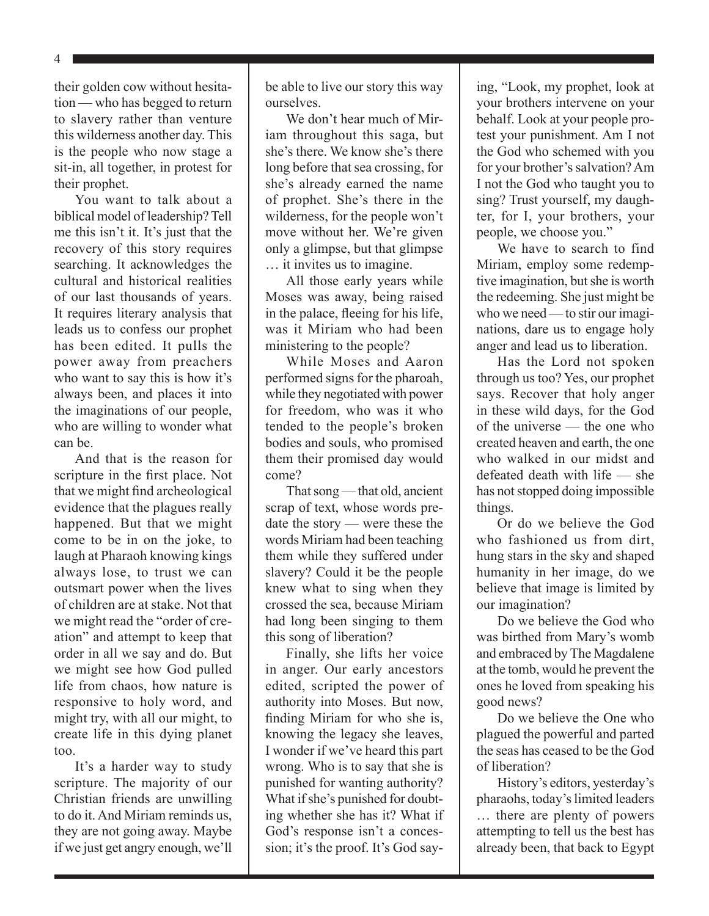their golden cow without hesitation — who has begged to return to slavery rather than venture this wilderness another day. This is the people who now stage a sit-in, all together, in protest for their prophet.

You want to talk about a biblical model of leadership? Tell me this isn't it. It's just that the recovery of this story requires searching. It acknowledges the cultural and historical realities of our last thousands of years. It requires literary analysis that leads us to confess our prophet has been edited. It pulls the power away from preachers who want to say this is how it's always been, and places it into the imaginations of our people, who are willing to wonder what can be.

And that is the reason for scripture in the first place. Not that we might find archeological evidence that the plagues really happened. But that we might come to be in on the joke, to laugh at Pharaoh knowing kings always lose, to trust we can outsmart power when the lives of children are at stake. Not that we might read the "order of creation" and attempt to keep that order in all we say and do. But we might see how God pulled life from chaos, how nature is responsive to holy word, and might try, with all our might, to create life in this dying planet too.

It's a harder way to study scripture. The majority of our Christian friends are unwilling to do it. And Miriam reminds us, they are not going away. Maybe if we just get angry enough, we'll be able to live our story this way ourselves.

We don't hear much of Miriam throughout this saga, but she's there. We know she's there long before that sea crossing, for she's already earned the name of prophet. She's there in the wilderness, for the people won't move without her. We're given only a glimpse, but that glimpse … it invites us to imagine.

All those early years while Moses was away, being raised in the palace, fleeing for his life, was it Miriam who had been ministering to the people?

While Moses and Aaron performed signs for the pharoah, while they negotiated with power for freedom, who was it who tended to the people's broken bodies and souls, who promised them their promised day would come?

That song — that old, ancient scrap of text, whose words predate the story — were these the words Miriam had been teaching them while they suffered under slavery? Could it be the people knew what to sing when they crossed the sea, because Miriam had long been singing to them this song of liberation?

Finally, she lifts her voice in anger. Our early ancestors edited, scripted the power of authority into Moses. But now, finding Miriam for who she is, knowing the legacy she leaves, I wonder if we've heard this part wrong. Who is to say that she is punished for wanting authority? What if she's punished for doubting whether she has it? What if God's response isn't a concession; it's the proof. It's God saying, "Look, my prophet, look at your brothers intervene on your behalf. Look at your people protest your punishment. Am I not the God who schemed with you for your brother's salvation? Am I not the God who taught you to sing? Trust yourself, my daughter, for I, your brothers, your people, we choose you."

We have to search to find Miriam, employ some redemptive imagination, but she is worth the redeeming. She just might be who we need — to stir our imaginations, dare us to engage holy anger and lead us to liberation.

Has the Lord not spoken through us too? Yes, our prophet says. Recover that holy anger in these wild days, for the God of the universe — the one who created heaven and earth, the one who walked in our midst and defeated death with life — she has not stopped doing impossible things.

Or do we believe the God who fashioned us from dirt, hung stars in the sky and shaped humanity in her image, do we believe that image is limited by our imagination?

Do we believe the God who was birthed from Mary's womb and embraced by The Magdalene at the tomb, would he prevent the ones he loved from speaking his good news?

Do we believe the One who plagued the powerful and parted the seas has ceased to be the God of liberation?

History's editors, yesterday's pharaohs, today's limited leaders … there are plenty of powers attempting to tell us the best has already been, that back to Egypt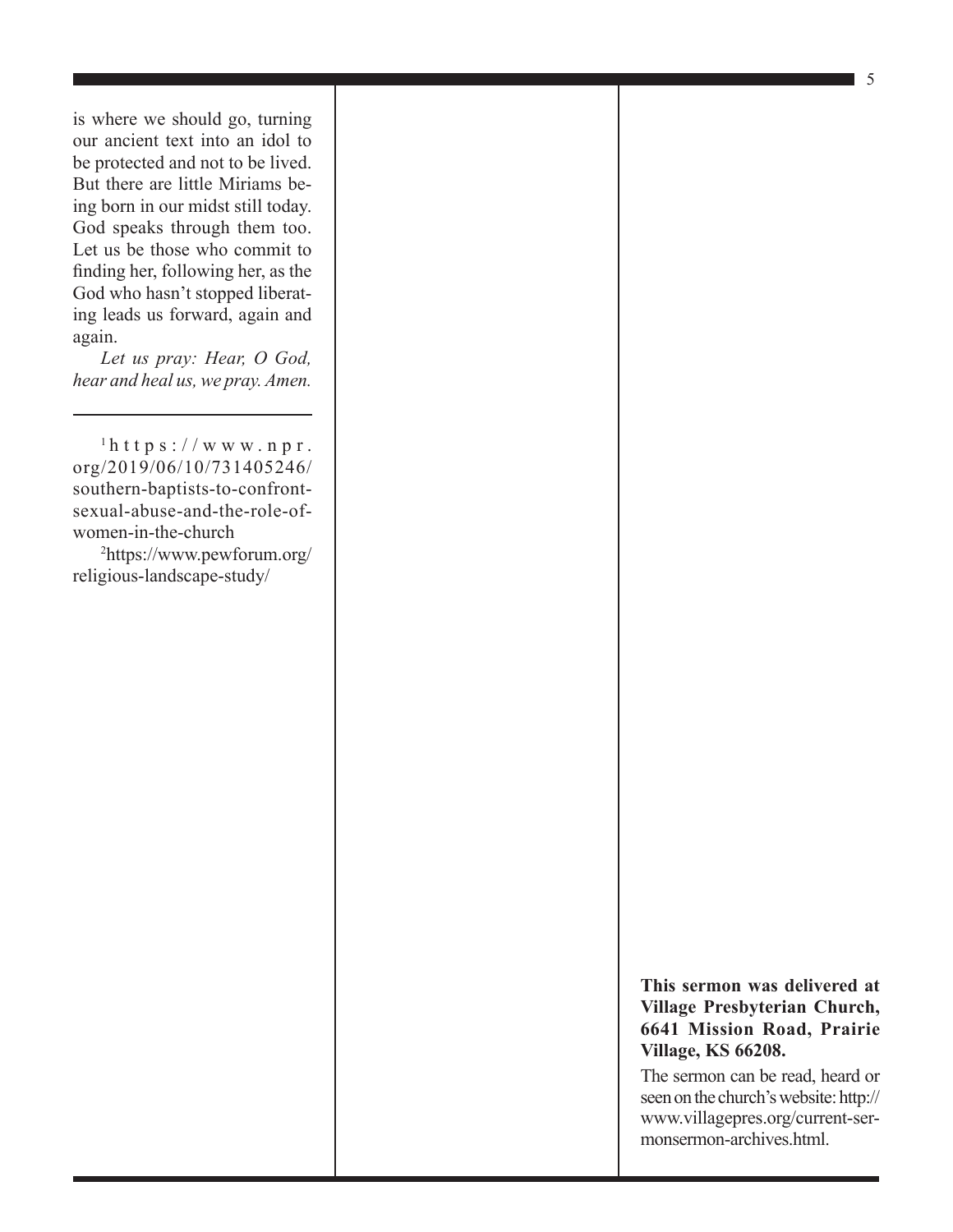is where we should go, turning our ancient text into an idol to be protected and not to be lived. But there are little Miriams being born in our midst still today. God speaks through them too. Let us be those who commit to finding her, following her, as the God who hasn't stopped liberating leads us forward, again and again.

*Let us pray: Hear, O God, hear and heal us, we pray. Amen.*

---

[1] https://www.npr.org/2019/06/10/731405246/southern-baptists-to-confront-sexual-abuse-and-the-role-of-women-in-the-church

[2] https://www.pewforum.org/religious-landscape-study/

**This sermon was delivered at Village Presbyterian Church, 6641 Mission Road, Prairie Village, KS 66208.**

The sermon can be read, heard or seen on the church's website: http://www.villagepres.org/current-sermonsermon-archives.html.